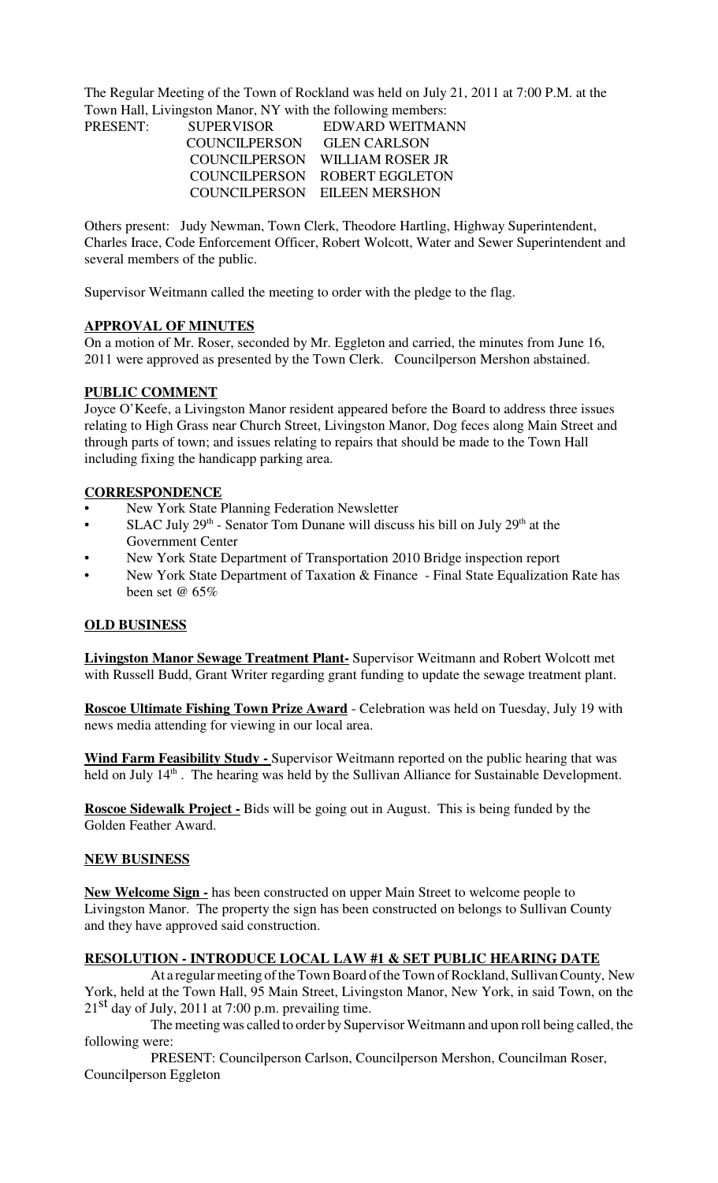The Regular Meeting of the Town of Rockland was held on July 21, 2011 at 7:00 P.M. at the Town Hall, Livingston Manor, NY with the following members:

PRESENT: SUPERVISOR EDWARD WEITMANN
COUNCILPERSON GLEN CARLSON
COUNCILPERSON WILLIAM ROSER JR
COUNCILPERSON ROBERT EGGLETON
COUNCILPERSON EILEEN MERSHON

Others present: Judy Newman, Town Clerk, Theodore Hartling, Highway Superintendent, Charles Irace, Code Enforcement Officer, Robert Wolcott, Water and Sewer Superintendent and several members of the public.

Supervisor Weitmann called the meeting to order with the pledge to the flag.

**APPROVAL OF MINUTES**

On a motion of Mr. Roser, seconded by Mr. Eggleton and carried, the minutes from June 16, 2011 were approved as presented by the Town Clerk. Councilperson Mershon abstained.

**PUBLIC COMMENT**

Joyce O'Keefe, a Livingston Manor resident appeared before the Board to address three issues relating to High Grass near Church Street, Livingston Manor, Dog feces along Main Street and through parts of town; and issues relating to repairs that should be made to the Town Hall including fixing the handicapp parking area.

**CORRESPONDENCE**

- New York State Planning Federation Newsletter
- SLAC July 29th - Senator Tom Dunane will discuss his bill on July 29th at the Government Center
- New York State Department of Transportation 2010 Bridge inspection report
- New York State Department of Taxation & Finance - Final State Equalization Rate has been set @ 65%

**OLD BUSINESS**

**Livingston Manor Sewage Treatment Plant-** Supervisor Weitmann and Robert Wolcott met with Russell Budd, Grant Writer regarding grant funding to update the sewage treatment plant.

**Roscoe Ultimate Fishing Town Prize Award** - Celebration was held on Tuesday, July 19 with news media attending for viewing in our local area.

**Wind Farm Feasibility Study -** Supervisor Weitmann reported on the public hearing that was held on July 14th. The hearing was held by the Sullivan Alliance for Sustainable Development.

**Roscoe Sidewalk Project -** Bids will be going out in August. This is being funded by the Golden Feather Award.

**NEW BUSINESS**

**New Welcome Sign -** has been constructed on upper Main Street to welcome people to Livingston Manor. The property the sign has been constructed on belongs to Sullivan County and they have approved said construction.

**RESOLUTION - INTRODUCE LOCAL LAW #1 & SET PUBLIC HEARING DATE**

At a regular meeting of the Town Board of the Town of Rockland, Sullivan County, New York, held at the Town Hall, 95 Main Street, Livingston Manor, New York, in said Town, on the 21st day of July, 2011 at 7:00 p.m. prevailing time.

The meeting was called to order by Supervisor Weitmann and upon roll being called, the following were:

PRESENT: Councilperson Carlson, Councilperson Mershon, Councilman Roser, Councilperson Eggleton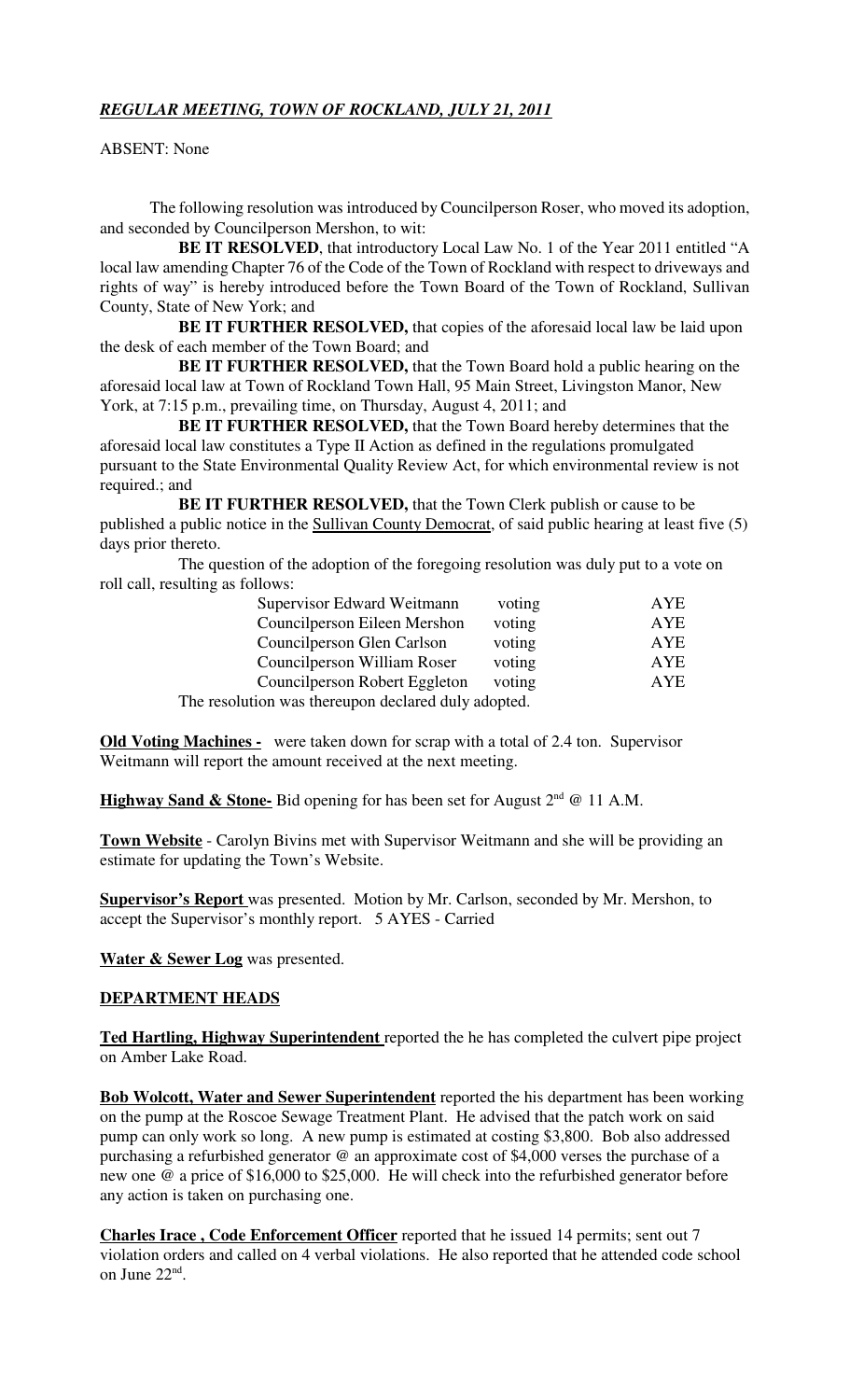## *REGULAR MEETING, TOWN OF ROCKLAND, JULY 21, 2011*

ABSENT: None

The following resolution was introduced by Councilperson Roser, who moved its adoption, and seconded by Councilperson Mershon, to wit:

**BE IT RESOLVED**, that introductory Local Law No. 1 of the Year 2011 entitled "A local law amending Chapter 76 of the Code of the Town of Rockland with respect to driveways and rights of way" is hereby introduced before the Town Board of the Town of Rockland, Sullivan County, State of New York; and

**BE IT FURTHER RESOLVED,** that copies of the aforesaid local law be laid upon the desk of each member of the Town Board; and

**BE IT FURTHER RESOLVED,** that the Town Board hold a public hearing on the aforesaid local law at Town of Rockland Town Hall, 95 Main Street, Livingston Manor, New York, at 7:15 p.m., prevailing time, on Thursday, August 4, 2011; and

**BE IT FURTHER RESOLVED,** the Town Board hereby determines that the aforesaid local law constitutes a Type II Action as defined in the regulations promulgated pursuant to the State Environmental Quality Review Act, for which environmental review is not required.; and

**BE IT FURTHER RESOLVED,** that the Town Clerk publish or cause to be published a public notice in the Sullivan County Democrat, of said public hearing at least five (5) days prior thereto.

The question of the adoption of the foregoing resolution was duly put to a vote on roll call, resulting as follows:

| | | |
|---|---|---|
| Supervisor Edward Weitmann | voting | AYE |
| Councilperson Eileen Mershon | voting | AYE |
| Councilperson Glen Carlson | voting | AYE |
| Councilperson William Roser | voting | AYE |
| Councilperson Robert Eggleton | voting | AYE |

The resolution was thereupon declared duly adopted.

**Old Voting Machines -** were taken down for scrap with a total of 2.4 ton. Supervisor Weitmann will report the amount received at the next meeting.

**Highway Sand & Stone-** Bid opening for has been set for August 2nd @ 11 A.M.

**Town Website** - Carolyn Bivins met with Supervisor Weitmann and she will be providing an estimate for updating the Town's Website.

**Supervisor's Report** was presented. Motion by Mr. Carlson, seconded by Mr. Mershon, to accept the Supervisor's monthly report. 5 AYES - Carried

**Water & Sewer Log** was presented.

## DEPARTMENT HEADS

**Ted Hartling, Highway Superintendent** reported the he has completed the culvert pipe project on Amber Lake Road.

**Bob Wolcott, Water and Sewer Superintendent** reported the his department has been working on the pump at the Roscoe Sewage Treatment Plant. He advised that the patch work on said pump can only work so long. A new pump is estimated at costing $3,800. Bob also addressed purchasing a refurbished generator @ an approximate cost of $4,000 verses the purchase of a new one @ a price of $16,000 to $25,000. He will check into the refurbished generator before any action is taken on purchasing one.

**Charles Irace , Code Enforcement Officer** reported that he issued 14 permits; sent out 7 violation orders and called on 4 verbal violations. He also reported that he attended code school on June 22nd.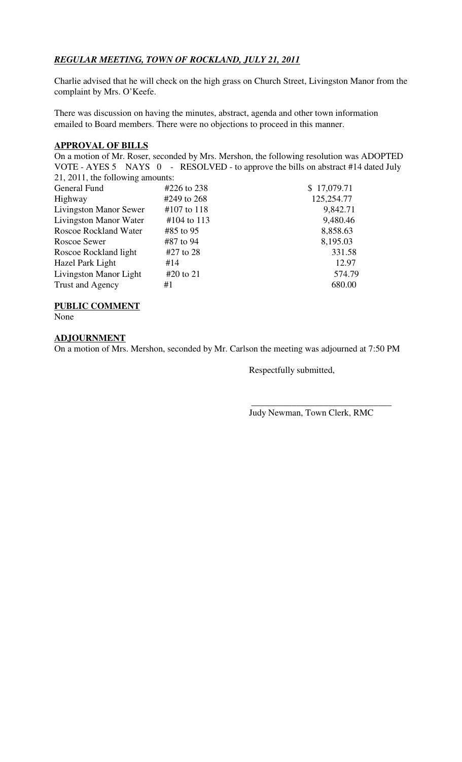***REGULAR MEETING, TOWN OF ROCKLAND, JULY 21, 2011***

Charlie advised that he will check on the high grass on Church Street, Livingston Manor from the complaint by Mrs. O'Keefe.

There was discussion on having the minutes, abstract, agenda and other town information emailed to Board members. There were no objections to proceed in this manner.

**APPROVAL OF BILLS**

On a motion of Mr. Roser, seconded by Mrs. Mershon, the following resolution was ADOPTED VOTE - AYES 5 NAYS 0 - RESOLVED - to approve the bills on abstract #14 dated July 21, 2011, the following amounts:

| | | |
|---|---|---|
| General Fund | #226 to 238 | $ 17,079.71 |
| Highway | #249 to 268 | 125,254.77 |
| Livingston Manor Sewer | #107 to 118 | 9,842.71 |
| Livingston Manor Water | #104 to 113 | 9,480.46 |
| Roscoe Rockland Water | #85 to 95 | 8,858.63 |
| Roscoe Sewer | #87 to 94 | 8,195.03 |
| Roscoe Rockland light | #27 to 28 | 331.58 |
| Hazel Park Light | #14 | 12.97 |
| Livingston Manor Light | #20 to 21 | 574.79 |
| Trust and Agency | #1 | 680.00 |

**PUBLIC COMMENT**

None

**ADJOURNMENT**

On a motion of Mrs. Mershon, seconded by Mr. Carlson the meeting was adjourned at 7:50 PM

Respectfully submitted,

\_\_\_\_\_\_\_\_\_\_\_\_\_\_\_\_\_\_\_\_\_\_\_\_\_\_\_\_\_\_

Judy Newman, Town Clerk, RMC